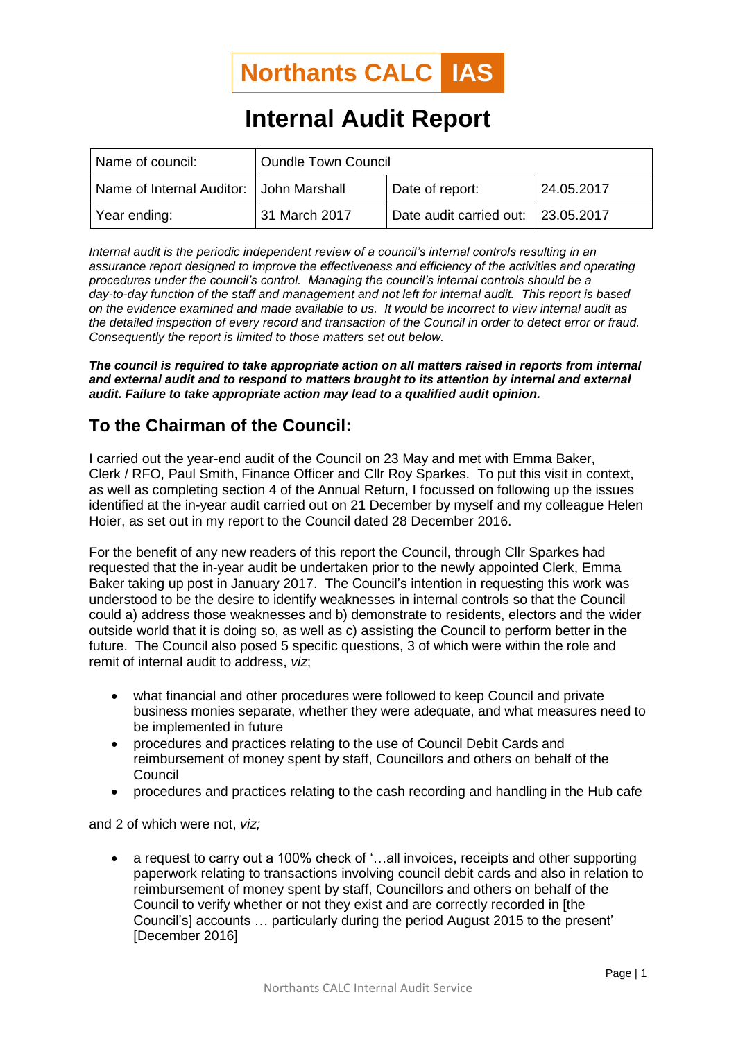**Northants CALC IAS**

# Internal Audit Report

| Name of council: | Oundle Town Council | | |
|---|---|---|---|
| Name of Internal Auditor: | John Marshall | Date of report: | 24.05.2017 |
| Year ending: | 31 March 2017 | Date audit carried out: | 23.05.2017 |

*Internal audit is the periodic independent review of a council's internal controls resulting in an assurance report designed to improve the effectiveness and efficiency of the activities and operating procedures under the council's control. Managing the council's internal controls should be a day-to-day function of the staff and management and not left for internal audit. This report is based on the evidence examined and made available to us. It would be incorrect to view internal audit as the detailed inspection of every record and transaction of the Council in order to detect error or fraud. Consequently the report is limited to those matters set out below.*

***The council is required to take appropriate action on all matters raised in reports from internal and external audit and to respond to matters brought to its attention by internal and external audit. Failure to take appropriate action may lead to a qualified audit opinion.***

## To the Chairman of the Council:

I carried out the year-end audit of the Council on 23 May and met with Emma Baker, Clerk / RFO, Paul Smith, Finance Officer and Cllr Roy Sparkes. To put this visit in context, as well as completing section 4 of the Annual Return, I focussed on following up the issues identified at the in-year audit carried out on 21 December by myself and my colleague Helen Hoier, as set out in my report to the Council dated 28 December 2016.

For the benefit of any new readers of this report the Council, through Cllr Sparkes had requested that the in-year audit be undertaken prior to the newly appointed Clerk, Emma Baker taking up post in January 2017. The Council's intention in requesting this work was understood to be the desire to identify weaknesses in internal controls so that the Council could a) address those weaknesses and b) demonstrate to residents, electors and the wider outside world that it is doing so, as well as c) assisting the Council to perform better in the future. The Council also posed 5 specific questions, 3 of which were within the role and remit of internal audit to address, *viz*;

- what financial and other procedures were followed to keep Council and private business monies separate, whether they were adequate, and what measures need to be implemented in future
- procedures and practices relating to the use of Council Debit Cards and reimbursement of money spent by staff, Councillors and others on behalf of the Council
- procedures and practices relating to the cash recording and handling in the Hub cafe

and 2 of which were not, *viz;*

- a request to carry out a 100% check of '…all invoices, receipts and other supporting paperwork relating to transactions involving council debit cards and also in relation to reimbursement of money spent by staff, Councillors and others on behalf of the Council to verify whether or not they exist and are correctly recorded in [the Council's] accounts … particularly during the period August 2015 to the present' [December 2016]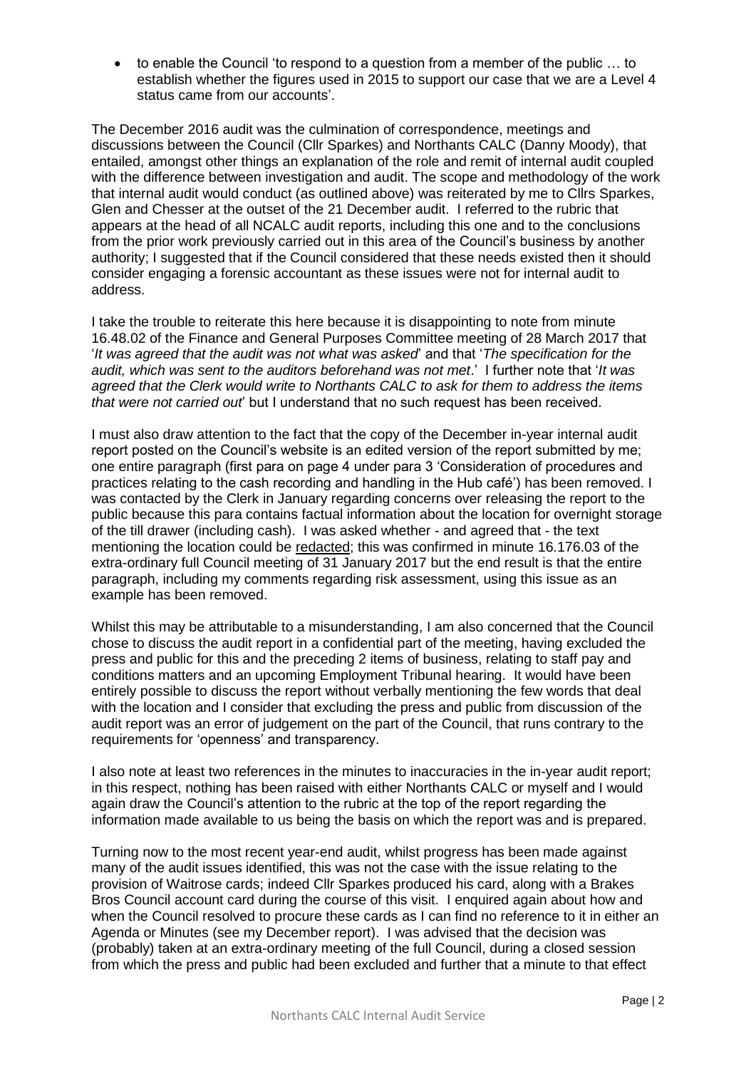- to enable the Council 'to respond to a question from a member of the public … to establish whether the figures used in 2015 to support our case that we are a Level 4 status came from our accounts'.

The December 2016 audit was the culmination of correspondence, meetings and discussions between the Council (Cllr Sparkes) and Northants CALC (Danny Moody), that entailed, amongst other things an explanation of the role and remit of internal audit coupled with the difference between investigation and audit. The scope and methodology of the work that internal audit would conduct (as outlined above) was reiterated by me to Cllrs Sparkes, Glen and Chesser at the outset of the 21 December audit. I referred to the rubric that appears at the head of all NCALC audit reports, including this one and to the conclusions from the prior work previously carried out in this area of the Council's business by another authority; I suggested that if the Council considered that these needs existed then it should consider engaging a forensic accountant as these issues were not for internal audit to address.

I take the trouble to reiterate this here because it is disappointing to note from minute 16.48.02 of the Finance and General Purposes Committee meeting of 28 March 2017 that '*It was agreed that the audit was not what was asked*' and that '*The specification for the audit, which was sent to the auditors beforehand was not met*.' I further note that '*It was agreed that the Clerk would write to Northants CALC to ask for them to address the items that were not carried out*' but I understand that no such request has been received.

I must also draw attention to the fact that the copy of the December in-year internal audit report posted on the Council's website is an edited version of the report submitted by me; one entire paragraph (first para on page 4 under para 3 'Consideration of procedures and practices relating to the cash recording and handling in the Hub café') has been removed. I was contacted by the Clerk in January regarding concerns over releasing the report to the public because this para contains factual information about the location for overnight storage of the till drawer (including cash). I was asked whether - and agreed that - the text mentioning the location could be <u>redacted</u>; this was confirmed in minute 16.176.03 of the extra-ordinary full Council meeting of 31 January 2017 but the end result is that the entire paragraph, including my comments regarding risk assessment, using this issue as an example has been removed.

Whilst this may be attributable to a misunderstanding, I am also concerned that the Council chose to discuss the audit report in a confidential part of the meeting, having excluded the press and public for this and the preceding 2 items of business, relating to staff pay and conditions matters and an upcoming Employment Tribunal hearing. It would have been entirely possible to discuss the report without verbally mentioning the few words that deal with the location and I consider that excluding the press and public from discussion of the audit report was an error of judgement on the part of the Council, that runs contrary to the requirements for 'openness' and transparency.

I also note at least two references in the minutes to inaccuracies in the in-year audit report; in this respect, nothing has been raised with either Northants CALC or myself and I would again draw the Council's attention to the rubric at the top of the report regarding the information made available to us being the basis on which the report was and is prepared.

Turning now to the most recent year-end audit, whilst progress has been made against many of the audit issues identified, this was not the case with the issue relating to the provision of Waitrose cards; indeed Cllr Sparkes produced his card, along with a Brakes Bros Council account card during the course of this visit. I enquired again about how and when the Council resolved to procure these cards as I can find no reference to it in either an Agenda or Minutes (see my December report). I was advised that the decision was (probably) taken at an extra-ordinary meeting of the full Council, during a closed session from which the press and public had been excluded and further that a minute to that effect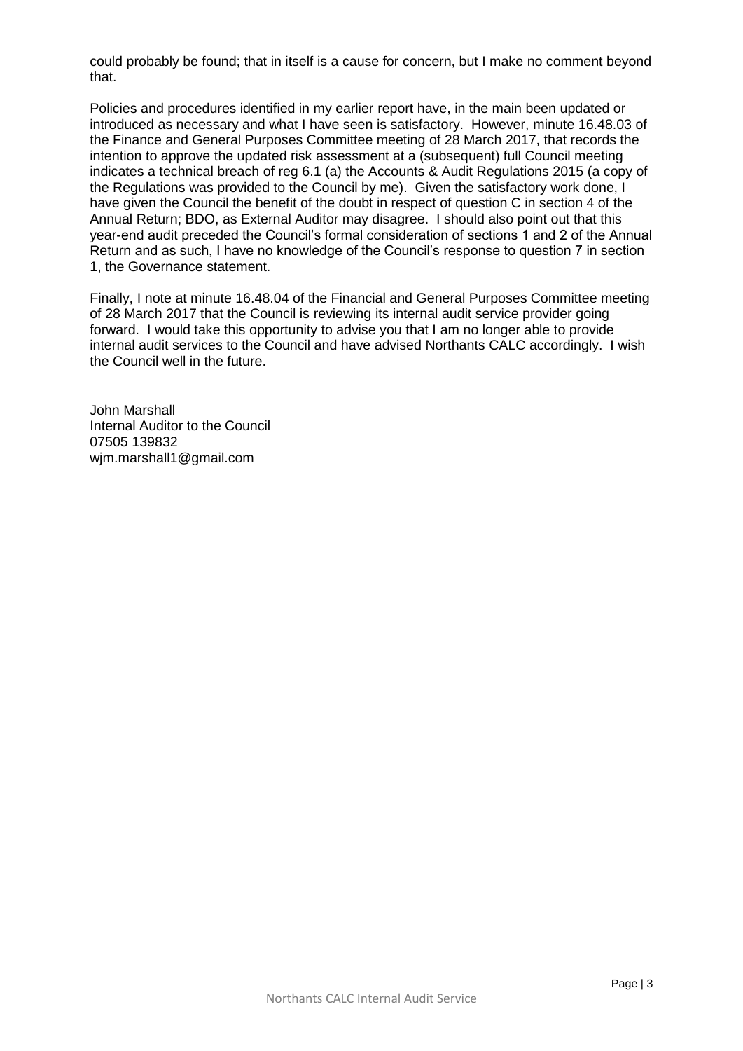could probably be found; that in itself is a cause for concern, but I make no comment beyond that.

Policies and procedures identified in my earlier report have, in the main been updated or introduced as necessary and what I have seen is satisfactory. However, minute 16.48.03 of the Finance and General Purposes Committee meeting of 28 March 2017, that records the intention to approve the updated risk assessment at a (subsequent) full Council meeting indicates a technical breach of reg 6.1 (a) the Accounts & Audit Regulations 2015 (a copy of the Regulations was provided to the Council by me). Given the satisfactory work done, I have given the Council the benefit of the doubt in respect of question C in section 4 of the Annual Return; BDO, as External Auditor may disagree. I should also point out that this year-end audit preceded the Council's formal consideration of sections 1 and 2 of the Annual Return and as such, I have no knowledge of the Council's response to question 7 in section 1, the Governance statement.

Finally, I note at minute 16.48.04 of the Financial and General Purposes Committee meeting of 28 March 2017 that the Council is reviewing its internal audit service provider going forward. I would take this opportunity to advise you that I am no longer able to provide internal audit services to the Council and have advised Northants CALC accordingly. I wish the Council well in the future.

John Marshall
Internal Auditor to the Council
07505 139832
wjm.marshall1@gmail.com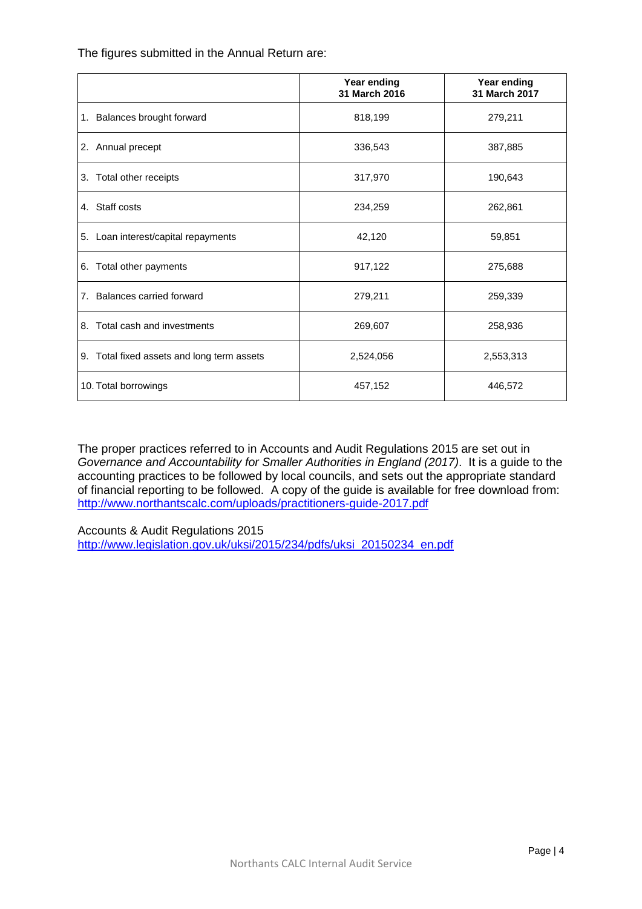The figures submitted in the Annual Return are:

| | Year ending 31 March 2016 | Year ending 31 March 2017 |
|---|---|---|
| 1. Balances brought forward | 818,199 | 279,211 |
| 2. Annual precept | 336,543 | 387,885 |
| 3. Total other receipts | 317,970 | 190,643 |
| 4. Staff costs | 234,259 | 262,861 |
| 5. Loan interest/capital repayments | 42,120 | 59,851 |
| 6. Total other payments | 917,122 | 275,688 |
| 7. Balances carried forward | 279,211 | 259,339 |
| 8. Total cash and investments | 269,607 | 258,936 |
| 9. Total fixed assets and long term assets | 2,524,056 | 2,553,313 |
| 10. Total borrowings | 457,152 | 446,572 |

The proper practices referred to in Accounts and Audit Regulations 2015 are set out in *Governance and Accountability for Smaller Authorities in England (2017)*. It is a guide to the accounting practices to be followed by local councils, and sets out the appropriate standard of financial reporting to be followed. A copy of the guide is available for free download from: http://www.northantscalc.com/uploads/practitioners-guide-2017.pdf

Accounts & Audit Regulations 2015
http://www.legislation.gov.uk/uksi/2015/234/pdfs/uksi_20150234_en.pdf